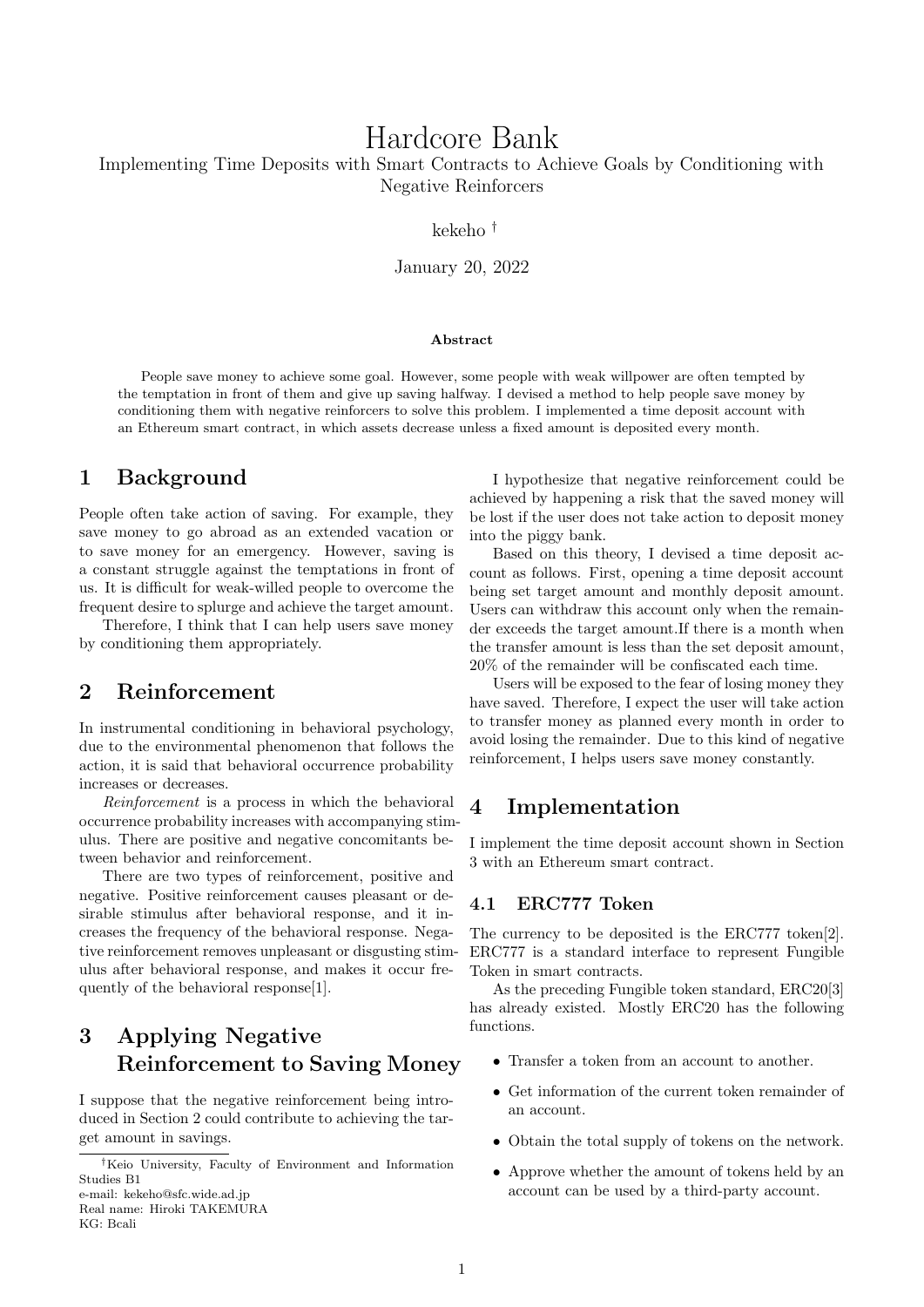# Hardcore Bank

Implementing Time Deposits with Smart Contracts to Achieve Goals by Conditioning with Negative Reinforcers

kekeho †

January 20, 2022

**Abstract**

People save money to achieve some goal. However, some people with weak willpower are often tempted by the temptation in front of them and give up saving halfway. I devised a method to help people save money by conditioning them with negative reinforcers to solve this problem. I implemented a time deposit account with an Ethereum smart contract, in which assets decrease unless a fixed amount is deposited every month.

## 1 Background

People often take action of saving. For example, they save money to go abroad as an extended vacation or to save money for an emergency. However, saving is a constant struggle against the temptations in front of us. It is difficult for weak-willed people to overcome the frequent desire to splurge and achieve the target amount.

Therefore, I think that I can help users save money by conditioning them appropriately.

## 2 Reinforcement

In instrumental conditioning in behavioral psychology, due to the environmental phenomenon that follows the action, it is said that behavioral occurrence probability increases or decreases.

*Reinforcement* is a process in which the behavioral occurrence probability increases with accompanying stimulus. There are positive and negative concomitants between behavior and reinforcement.

There are two types of reinforcement, positive and negative. Positive reinforcement causes pleasant or desirable stimulus after behavioral response, and it increases the frequency of the behavioral response. Negative reinforcement removes unpleasant or disgusting stimulus after behavioral response, and makes it occur frequently of the behavioral response[1].

## 3 Applying Negative Reinforcement to Saving Money

I suppose that the negative reinforcement being introduced in Section 2 could contribute to achieving the target amount in savings.

I hypothesize that negative reinforcement could be achieved by happening a risk that the saved money will be lost if the user does not take action to deposit money into the piggy bank.

Based on this theory, I devised a time deposit account as follows. First, opening a time deposit account being set target amount and monthly deposit amount. Users can withdraw this account only when the remainder exceeds the target amount.If there is a month when the transfer amount is less than the set deposit amount, 20% of the remainder will be confiscated each time.

Users will be exposed to the fear of losing money they have saved. Therefore, I expect the user will take action to transfer money as planned every month in order to avoid losing the remainder. Due to this kind of negative reinforcement, I helps users save money constantly.

## 4 Implementation

I implement the time deposit account shown in Section 3 with an Ethereum smart contract.

### 4.1 ERC777 Token

The currency to be deposited is the ERC777 token[2]. ERC777 is a standard interface to represent Fungible Token in smart contracts.

As the preceding Fungible token standard, ERC20[3] has already existed. Mostly ERC20 has the following functions.

- Transfer a token from an account to another.
- Get information of the current token remainder of an account.
- Obtain the total supply of tokens on the network.
- Approve whether the amount of tokens held by an account can be used by a third-party account.

---

†Keio University, Faculty of Environment and Information Studies B1
e-mail: kekeho@sfc.wide.ad.jp
Real name: Hiroki TAKEMURA
KG: Bcali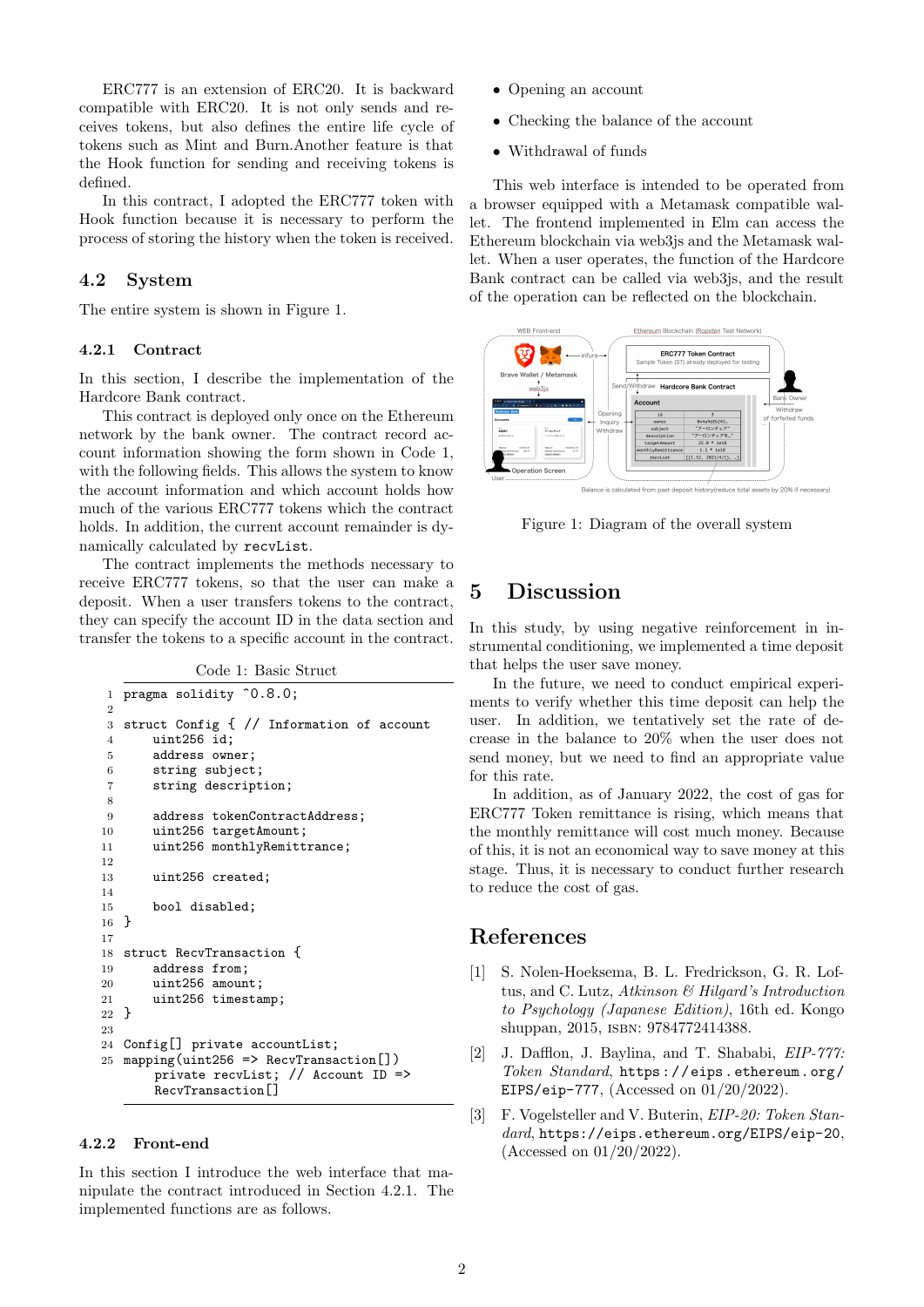ERC777 is an extension of ERC20. It is backward compatible with ERC20. It is not only sends and receives tokens, but also defines the entire life cycle of tokens such as Mint and Burn.Another feature is that the Hook function for sending and receiving tokens is defined.

In this contract, I adopted the ERC777 token with Hook function because it is necessary to perform the process of storing the history when the token is received.

## 4.2 System

The entire system is shown in Figure 1.

### 4.2.1 Contract

In this section, I describe the implementation of the Hardcore Bank contract.

This contract is deployed only once on the Ethereum network by the bank owner. The contract record account information showing the form shown in Code 1, with the following fields. This allows the system to know the account information and which account holds how much of the various ERC777 tokens which the contract holds. In addition, the current account remainder is dynamically calculated by `recvList`.

The contract implements the methods necessary to receive ERC777 tokens, so that the user can make a deposit. When a user transfers tokens to the contract, they can specify the account ID in the data section and transfer the tokens to a specific account in the contract.

Code 1: Basic Struct

```
pragma solidity ^0.8.0;

struct Config { // Information of account
    uint256 id;
    address owner;
    string subject;
    string description;

    address tokenContractAddress;
    uint256 targetAmount;
    uint256 monthlyRemittrance;

    uint256 created;

    bool disabled;
}

struct RecvTransaction {
    address from;
    uint256 amount;
    uint256 timestamp;
}

Config[] private accountList;
mapping(uint256 => RecvTransaction[])
    private recvList; // Account ID =>
    RecvTransaction[]
```

### 4.2.2 Front-end

In this section I introduce the web interface that manipulate the contract introduced in Section 4.2.1. The implemented functions are as follows.

- Opening an account
- Checking the balance of the account
- Withdrawal of funds

This web interface is intended to be operated from a browser equipped with a Metamask compatible wallet. The frontend implemented in Elm can access the Ethereum blockchain via web3js and the Metamask wallet. When a user operates, the function of the Hardcore Bank contract can be called via web3js, and the result of the operation can be reflected on the blockchain.

Figure 1: Diagram of the overall system

# 5 Discussion

In this study, by using negative reinforcement in instrumental conditioning, we implemented a time deposit that helps the user save money.

In the future, we need to conduct empirical experiments to verify whether this time deposit can help the user. In addition, we tentatively set the rate of decrease in the balance to 20% when the user does not send money, but we need to find an appropriate value for this rate.

In addition, as of January 2022, the cost of gas for ERC777 Token remittance is rising, which means that the monthly remittance will cost much money. Because of this, it is not an economical way to save money at this stage. Thus, it is necessary to conduct further research to reduce the cost of gas.

# References

[1] S. Nolen-Hoeksema, B. L. Fredrickson, G. R. Loftus, and C. Lutz, *Atkinson & Hilgard's Introduction to Psychology (Japanese Edition)*, 16th ed. Kongo shuppan, 2015, ISBN: 9784772414388.

[2] J. Dafflon, J. Baylina, and T. Shababi, *EIP-777: Token Standard*, https://eips.ethereum.org/EIPS/eip-777, (Accessed on 01/20/2022).

[3] F. Vogelsteller and V. Buterin, *EIP-20: Token Standard*, https://eips.ethereum.org/EIPS/eip-20, (Accessed on 01/20/2022).